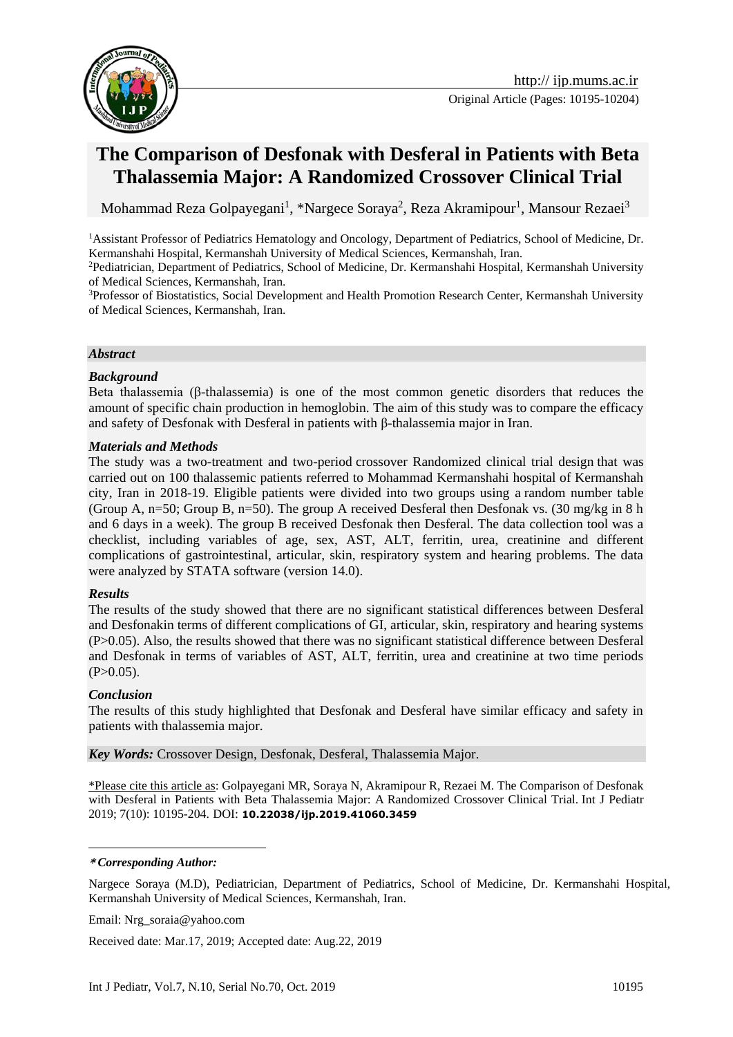Original Article (Pages: 10195-10204)

# The Comparison of Desfonak with Desferal in Patients with Beta Thalassemia Major: A Randomized Crossover Clinical Trial

Mohammad Reza Golpayegani[1], *Nargece Soraya[2], Reza Akramipour[1], Mansour Rezaei[3]

[1]Assistant Professor of Pediatrics Hematology and Oncology, Department of Pediatrics, School of Medicine, Dr. Kermanshahi Hospital, Kermanshah University of Medical Sciences, Kermanshah, Iran.

[2]Pediatrician, Department of Pediatrics, School of Medicine, Dr. Kermanshahi Hospital, Kermanshah University of Medical Sciences, Kermanshah, Iran.

[3]Professor of Biostatistics, Social Development and Health Promotion Research Center, Kermanshah University of Medical Sciences, Kermanshah, Iran.

## *Abstract*

### *Background*

Beta thalassemia (β-thalassemia) is one of the most common genetic disorders that reduces the amount of specific chain production in hemoglobin. The aim of this study was to compare the efficacy and safety of Desfonak with Desferal in patients with β-thalassemia major in Iran.

### *Materials and Methods*

The study was a two-treatment and two-period crossover Randomized clinical trial design that was carried out on 100 thalassemic patients referred to Mohammad Kermanshahi hospital of Kermanshah city, Iran in 2018-19. Eligible patients were divided into two groups using a random number table (Group A, n=50; Group B, n=50). The group A received Desferal then Desfonak vs. (30 mg/kg in 8 h and 6 days in a week). The group B received Desfonak then Desferal. The data collection tool was a checklist, including variables of age, sex, AST, ALT, ferritin, urea, creatinine and different complications of gastrointestinal, articular, skin, respiratory system and hearing problems. The data were analyzed by STATA software (version 14.0).

### *Results*

The results of the study showed that there are no significant statistical differences between Desferal and Desfonakin terms of different complications of GI, articular, skin, respiratory and hearing systems (P>0.05). Also, the results showed that there was no significant statistical difference between Desferal and Desfonak in terms of variables of AST, ALT, ferritin, urea and creatinine at two time periods (P>0.05).

### *Conclusion*

The results of this study highlighted that Desfonak and Desferal have similar efficacy and safety in patients with thalassemia major.

***Key Words:*** Crossover Design, Desfonak, Desferal, Thalassemia Major.

\*Please cite this article as: Golpayegani MR, Soraya N, Akramipour R, Rezaei M. The Comparison of Desfonak with Desferal in Patients with Beta Thalassemia Major: A Randomized Crossover Clinical Trial. Int J Pediatr 2019; 7(10): 10195-204. DOI: **10.22038/ijp.2019.41060.3459**

---

***\*Corresponding Author:***

Nargece Soraya (M.D), Pediatrician, Department of Pediatrics, School of Medicine, Dr. Kermanshahi Hospital, Kermanshah University of Medical Sciences, Kermanshah, Iran.

Email: Nrg_soraia@yahoo.com

Received date: Mar.17, 2019; Accepted date: Aug.22, 2019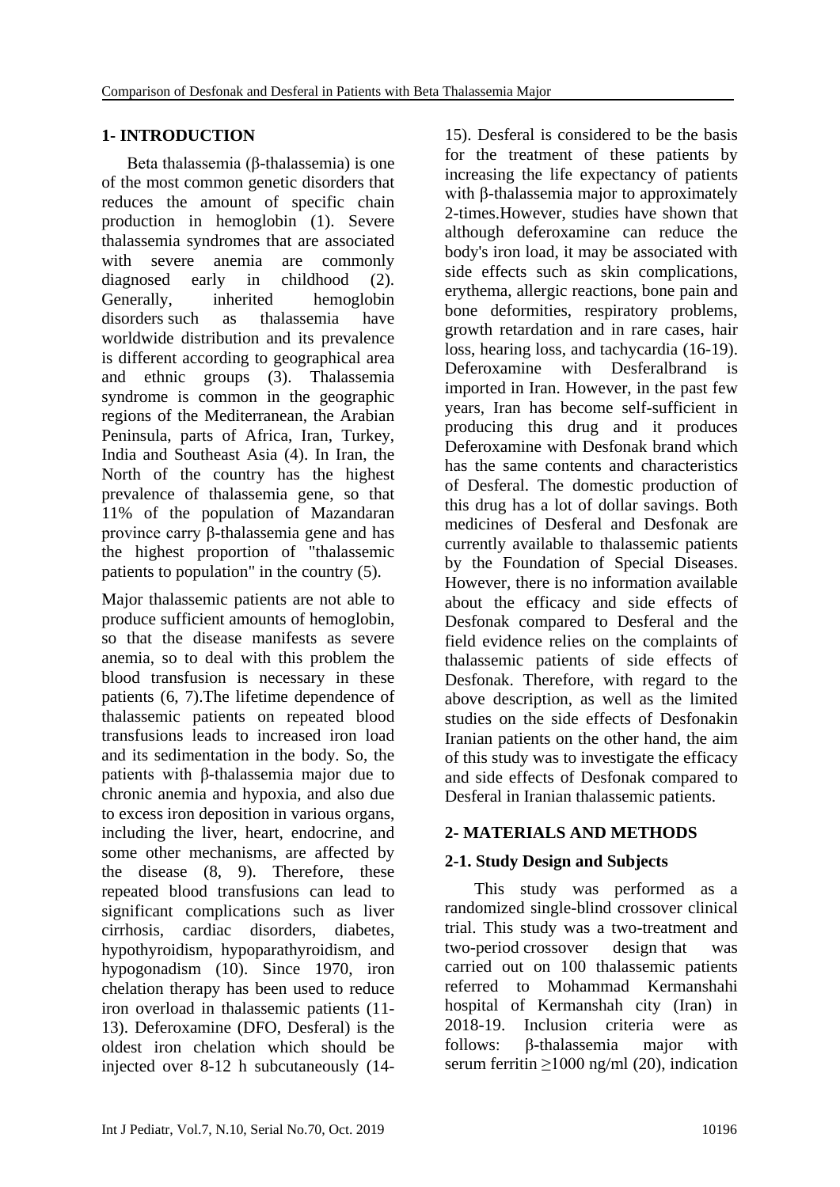## 1- INTRODUCTION

Beta thalassemia (β-thalassemia) is one of the most common genetic disorders that reduces the amount of specific chain production in hemoglobin (1). Severe thalassemia syndromes that are associated with severe anemia are commonly diagnosed early in childhood (2). Generally, inherited hemoglobin disorders such as thalassemia have worldwide distribution and its prevalence is different according to geographical area and ethnic groups (3). Thalassemia syndrome is common in the geographic regions of the Mediterranean, the Arabian Peninsula, parts of Africa, Iran, Turkey, India and Southeast Asia (4). In Iran, the North of the country has the highest prevalence of thalassemia gene, so that 11% of the population of Mazandaran province carry β-thalassemia gene and has the highest proportion of "thalassemic patients to population" in the country (5).

Major thalassemic patients are not able to produce sufficient amounts of hemoglobin, so that the disease manifests as severe anemia, so to deal with this problem the blood transfusion is necessary in these patients (6, 7).The lifetime dependence of thalassemic patients on repeated blood transfusions leads to increased iron load and its sedimentation in the body. So, the patients with β-thalassemia major due to chronic anemia and hypoxia, and also due to excess iron deposition in various organs, including the liver, heart, endocrine, and some other mechanisms, are affected by the disease (8, 9). Therefore, these repeated blood transfusions can lead to significant complications such as liver cirrhosis, cardiac disorders, diabetes, hypothyroidism, hypoparathyroidism, and hypogonadism (10). Since 1970, iron chelation therapy has been used to reduce iron overload in thalassemic patients (11-13). Deferoxamine (DFO, Desferal) is the oldest iron chelation which should be injected over 8-12 h subcutaneously (14-15). Desferal is considered to be the basis for the treatment of these patients by increasing the life expectancy of patients with β-thalassemia major to approximately 2-times.However, studies have shown that although deferoxamine can reduce the body's iron load, it may be associated with side effects such as skin complications, erythema, allergic reactions, bone pain and bone deformities, respiratory problems, growth retardation and in rare cases, hair loss, hearing loss, and tachycardia (16-19). Deferoxamine with Desferalbrand is imported in Iran. However, in the past few years, Iran has become self-sufficient in producing this drug and it produces Deferoxamine with Desfonak brand which has the same contents and characteristics of Desferal. The domestic production of this drug has a lot of dollar savings. Both medicines of Desferal and Desfonak are currently available to thalassemic patients by the Foundation of Special Diseases. However, there is no information available about the efficacy and side effects of Desfonak compared to Desferal and the field evidence relies on the complaints of thalassemic patients of side effects of Desfonak. Therefore, with regard to the above description, as well as the limited studies on the side effects of Desfonakin Iranian patients on the other hand, the aim of this study was to investigate the efficacy and side effects of Desfonak compared to Desferal in Iranian thalassemic patients.

## 2- MATERIALS AND METHODS

### 2-1. Study Design and Subjects

This study was performed as a randomized single-blind crossover clinical trial. This study was a two-treatment and two-period crossover design that was carried out on 100 thalassemic patients referred to Mohammad Kermanshahi hospital of Kermanshah city (Iran) in 2018-19. Inclusion criteria were as follows: β-thalassemia major with serum ferritin ≥1000 ng/ml (20), indication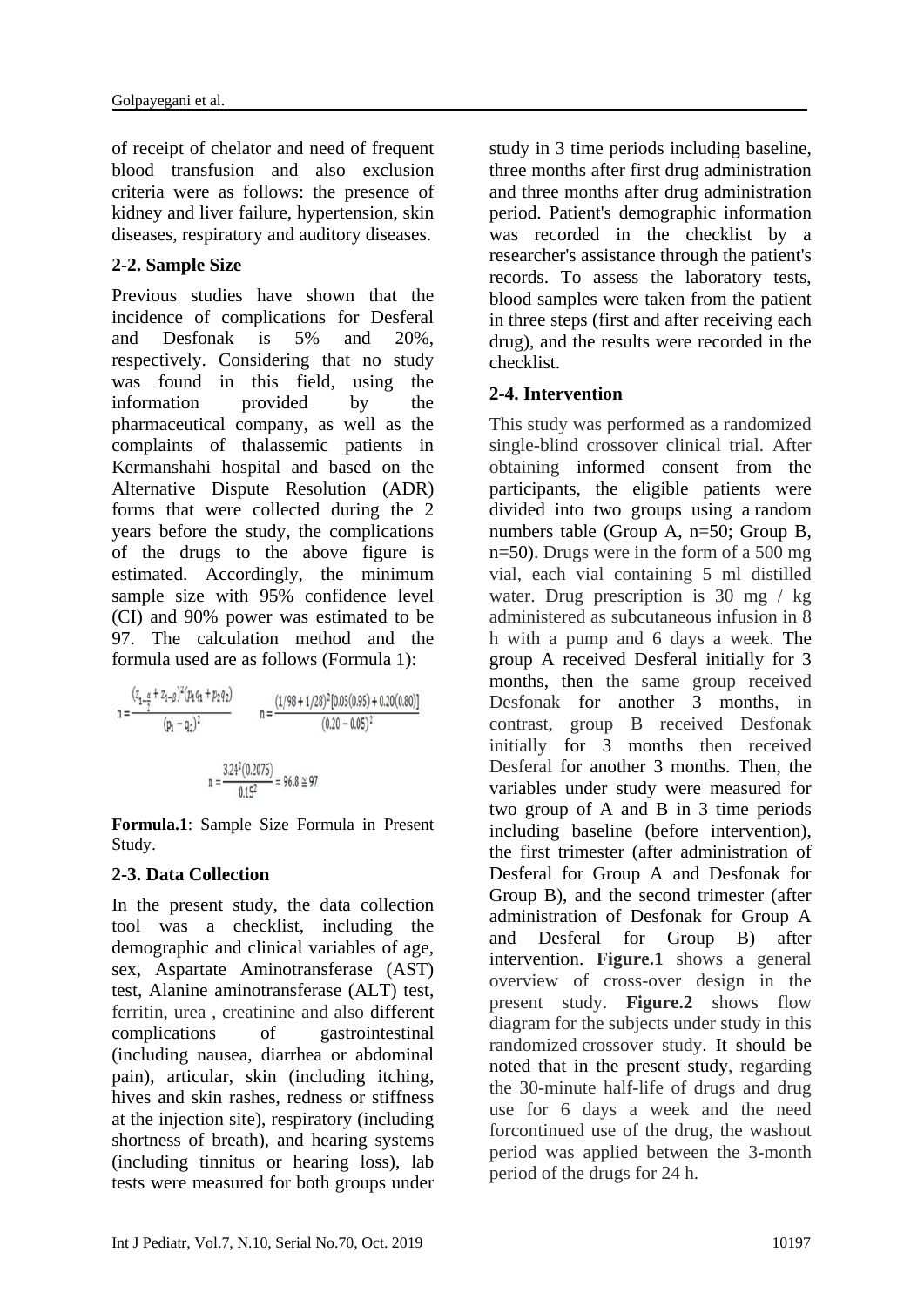of receipt of chelator and need of frequent blood transfusion and also exclusion criteria were as follows: the presence of kidney and liver failure, hypertension, skin diseases, respiratory and auditory diseases.

### 2-2. Sample Size

Previous studies have shown that the incidence of complications for Desferal and Desfonak is 5% and 20%, respectively. Considering that no study was found in this field, using the information provided by the pharmaceutical company, as well as the complaints of thalassemic patients in Kermanshahi hospital and based on the Alternative Dispute Resolution (ADR) forms that were collected during the 2 years before the study, the complications of the drugs to the above figure is estimated. Accordingly, the minimum sample size with 95% confidence level (CI) and 90% power was estimated to be 97. The calculation method and the formula used are as follows (Formula 1):

$$n = \frac{(z_{1-\frac{\alpha}{2}} + z_{1-\beta})^2 (p_1 q_1 + p_2 q_2)}{(p_1 - q_2)^2} \qquad n = \frac{(1/98 + 1/28)^2 [0.05(0.95) + 0.20(0.80)]}{(0.20 - 0.05)^2}$$

$$n = \frac{3.24^2 (0.2075)}{0.15^2} = 96.8 \cong 97$$

**Formula.1**: Sample Size Formula in Present Study.

### 2-3. Data Collection

In the present study, the data collection tool was a checklist, including the demographic and clinical variables of age, sex, Aspartate Aminotransferase (AST) test, Alanine aminotransferase (ALT) test, ferritin, urea , creatinine and also different complications of gastrointestinal (including nausea, diarrhea or abdominal pain), articular, skin (including itching, hives and skin rashes, redness or stiffness at the injection site), respiratory (including shortness of breath), and hearing systems (including tinnitus or hearing loss), lab tests were measured for both groups under study in 3 time periods including baseline, three months after first drug administration and three months after drug administration period. Patient's demographic information was recorded in the checklist by a researcher's assistance through the patient's records. To assess the laboratory tests, blood samples were taken from the patient in three steps (first and after receiving each drug), and the results were recorded in the checklist.

### 2-4. Intervention

This study was performed as a randomized single-blind crossover clinical trial. After obtaining informed consent from the participants, the eligible patients were divided into two groups using a random numbers table (Group A, n=50; Group B, n=50). Drugs were in the form of a 500 mg vial, each vial containing 5 ml distilled water. Drug prescription is 30 mg / kg administered as subcutaneous infusion in 8 h with a pump and 6 days a week. The group A received Desferal initially for 3 months, then the same group received Desfonak for another 3 months, in contrast, group B received Desfonak initially for 3 months then received Desferal for another 3 months. Then, the variables under study were measured for two group of A and B in 3 time periods including baseline (before intervention), the first trimester (after administration of Desferal for Group A and Desfonak for Group B), and the second trimester (after administration of Desfonak for Group A and Desferal for Group B) after intervention. **Figure.1** shows a general overview of cross-over design in the present study. **Figure.2** shows flow diagram for the subjects under study in this randomized crossover study. It should be noted that in the present study, regarding the 30-minute half-life of drugs and drug use for 6 days a week and the need forcontinued use of the drug, the washout period was applied between the 3-month period of the drugs for 24 h.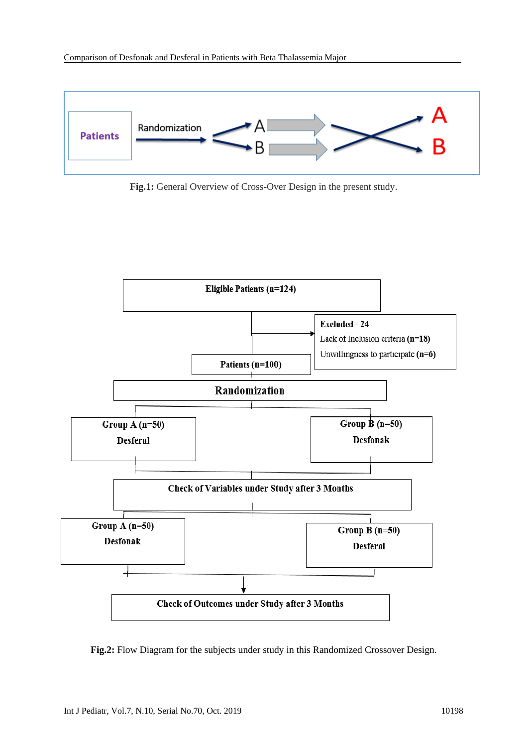Fig.1: General Overview of Cross-Over Design in the present study.

Fig.2: Flow Diagram for the subjects under study in this Randomized Crossover Design.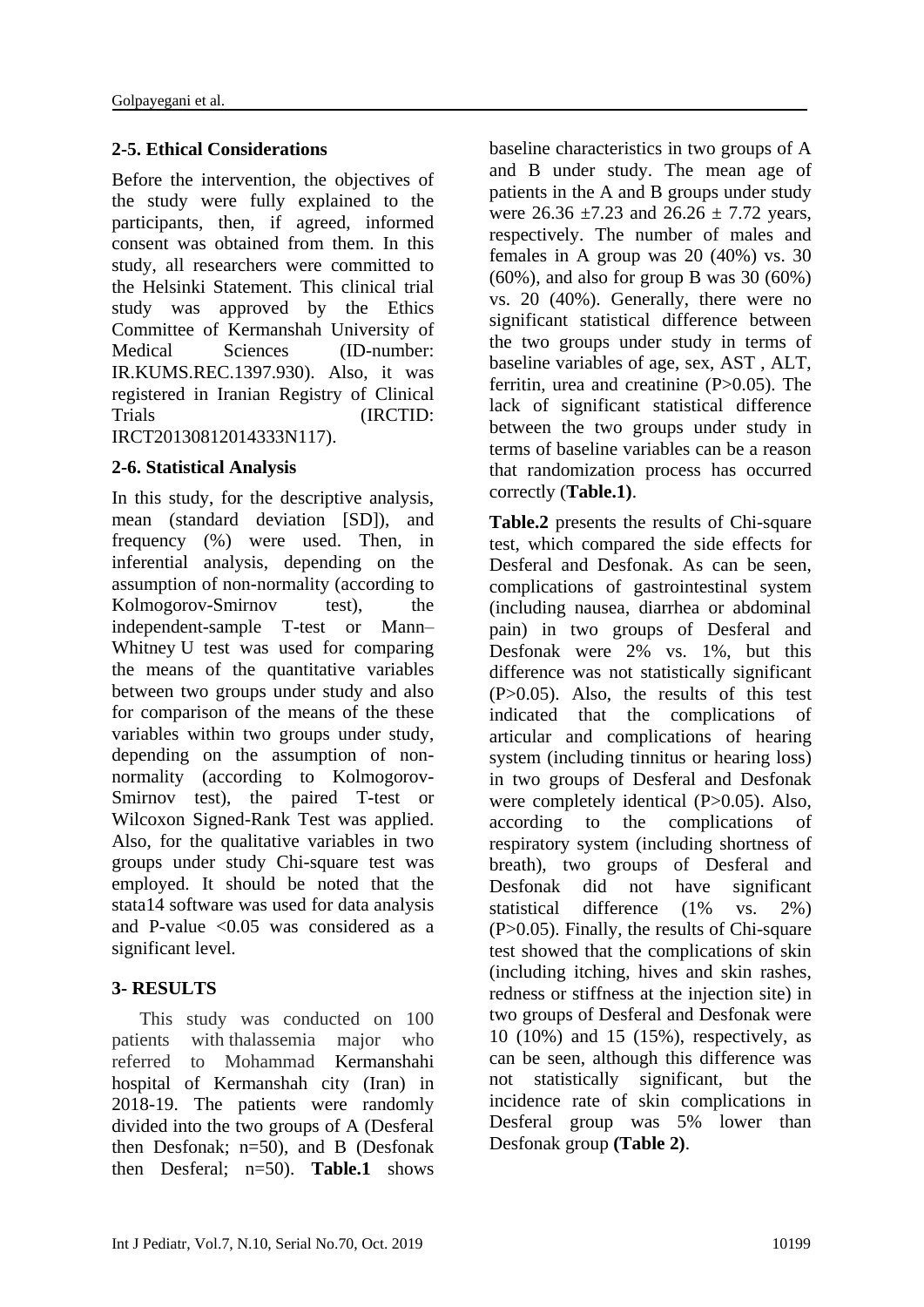### 2-5. Ethical Considerations

Before the intervention, the objectives of the study were fully explained to the participants, then, if agreed, informed consent was obtained from them. In this study, all researchers were committed to the Helsinki Statement. This clinical trial study was approved by the Ethics Committee of Kermanshah University of Medical Sciences (ID-number: IR.KUMS.REC.1397.930). Also, it was registered in Iranian Registry of Clinical Trials (IRCTID: IRCT20130812014333N117).

### 2-6. Statistical Analysis

In this study, for the descriptive analysis, mean (standard deviation [SD]), and frequency (%) were used. Then, in inferential analysis, depending on the assumption of non-normality (according to Kolmogorov-Smirnov test), the independent-sample T-test or Mann–Whitney U test was used for comparing the means of the quantitative variables between two groups under study and also for comparison of the means of the these variables within two groups under study, depending on the assumption of non-normality (according to Kolmogorov-Smirnov test), the paired T-test or Wilcoxon Signed-Rank Test was applied. Also, for the qualitative variables in two groups under study Chi-square test was employed. It should be noted that the stata14 software was used for data analysis and P-value <0.05 was considered as a significant level.

## 3- RESULTS

This study was conducted on 100 patients with thalassemia major who referred to Mohammad Kermanshahi hospital of Kermanshah city (Iran) in 2018-19. The patients were randomly divided into the two groups of A (Desferal then Desfonak; n=50), and B (Desfonak then Desferal; n=50). **Table.1** shows baseline characteristics in two groups of A and B under study. The mean age of patients in the A and B groups under study were 26.36 ±7.23 and 26.26 ± 7.72 years, respectively. The number of males and females in A group was 20 (40%) vs. 30 (60%), and also for group B was 30 (60%) vs. 20 (40%). Generally, there were no significant statistical difference between the two groups under study in terms of baseline variables of age, sex, AST , ALT, ferritin, urea and creatinine (P>0.05). The lack of significant statistical difference between the two groups under study in terms of baseline variables can be a reason that randomization process has occurred correctly (**Table.1**).

**Table.2** presents the results of Chi-square test, which compared the side effects for Desferal and Desfonak. As can be seen, complications of gastrointestinal system (including nausea, diarrhea or abdominal pain) in two groups of Desferal and Desfonak were 2% vs. 1%, but this difference was not statistically significant (P>0.05). Also, the results of this test indicated that the complications of articular and complications of hearing system (including tinnitus or hearing loss) in two groups of Desferal and Desfonak were completely identical (P>0.05). Also, according to the complications of respiratory system (including shortness of breath), two groups of Desferal and Desfonak did not have significant statistical difference (1% vs. 2%) (P>0.05). Finally, the results of Chi-square test showed that the complications of skin (including itching, hives and skin rashes, redness or stiffness at the injection site) in two groups of Desferal and Desfonak were 10 (10%) and 15 (15%), respectively, as can be seen, although this difference was not statistically significant, but the incidence rate of skin complications in Desferal group was 5% lower than Desfonak group **(Table 2)**.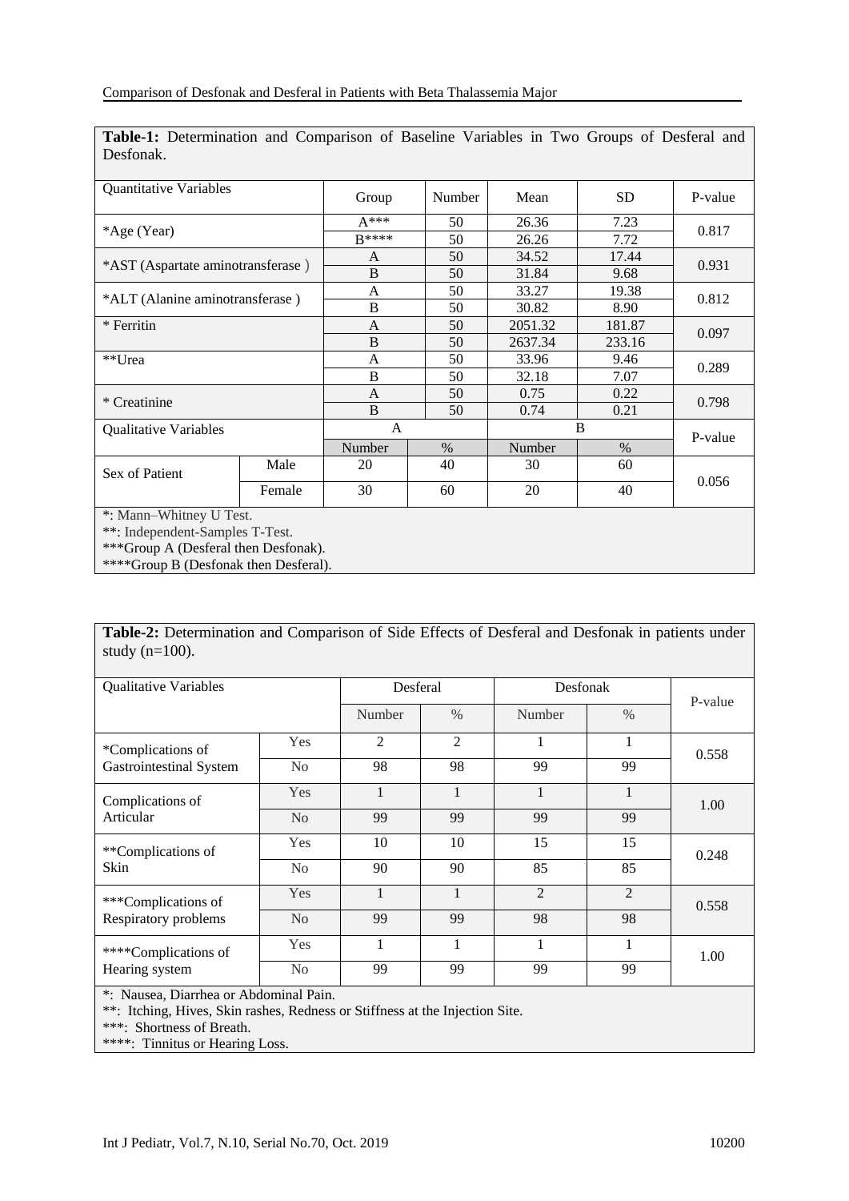**Table-1:** Determination and Comparison of Baseline Variables in Two Groups of Desferal and Desfonak.

| Quantitative Variables | | Group | Number | Mean | SD | P-value |
|---|---|---|---|---|---|---|
| *Age (Year) | | A*** | 50 | 26.36 | 7.23 | 0.817 |
| | | B**** | 50 | 26.26 | 7.72 | |
| *AST (Aspartate aminotransferase ) | | A | 50 | 34.52 | 17.44 | 0.931 |
| | | B | 50 | 31.84 | 9.68 | |
| *ALT (Alanine aminotransferase ) | | A | 50 | 33.27 | 19.38 | 0.812 |
| | | B | 50 | 30.82 | 8.90 | |
| * Ferritin | | A | 50 | 2051.32 | 181.87 | 0.097 |
| | | B | 50 | 2637.34 | 233.16 | |
| **Urea | | A | 50 | 33.96 | 9.46 | 0.289 |
| | | B | 50 | 32.18 | 7.07 | |
| * Creatinine | | A | 50 | 0.75 | 0.22 | 0.798 |
| | | B | 50 | 0.74 | 0.21 | |
| Qualitative Variables | | A | | B | | P-value |
| | | Number | % | Number | % | |
| Sex of Patient | Male | 20 | 40 | 30 | 60 | 0.056 |
| | Female | 30 | 60 | 20 | 40 | |

*: Mann–Whitney U Test.
**: Independent-Samples T-Test.
***Group A (Desferal then Desfonak).
****Group B (Desfonak then Desferal).

**Table-2:** Determination and Comparison of Side Effects of Desferal and Desfonak in patients under study (n=100).

| Qualitative Variables | | Desferal | | Desfonak | | P-value |
|---|---|---|---|---|---|---|
| | | Number | % | Number | % | |
| *Complications of Gastrointestinal System | Yes | 2 | 2 | 1 | 1 | 0.558 |
| | No | 98 | 98 | 99 | 99 | |
| Complications of Articular | Yes | 1 | 1 | 1 | 1 | 1.00 |
| | No | 99 | 99 | 99 | 99 | |
| **Complications of Skin | Yes | 10 | 10 | 15 | 15 | 0.248 |
| | No | 90 | 90 | 85 | 85 | |
| ***Complications of Respiratory problems | Yes | 1 | 1 | 2 | 2 | 0.558 |
| | No | 99 | 99 | 98 | 98 | |
| ****Complications of Hearing system | Yes | 1 | 1 | 1 | 1 | 1.00 |
| | No | 99 | 99 | 99 | 99 | |

*: Nausea, Diarrhea or Abdominal Pain.
**: Itching, Hives, Skin rashes, Redness or Stiffness at the Injection Site.
***: Shortness of Breath.
****: Tinnitus or Hearing Loss.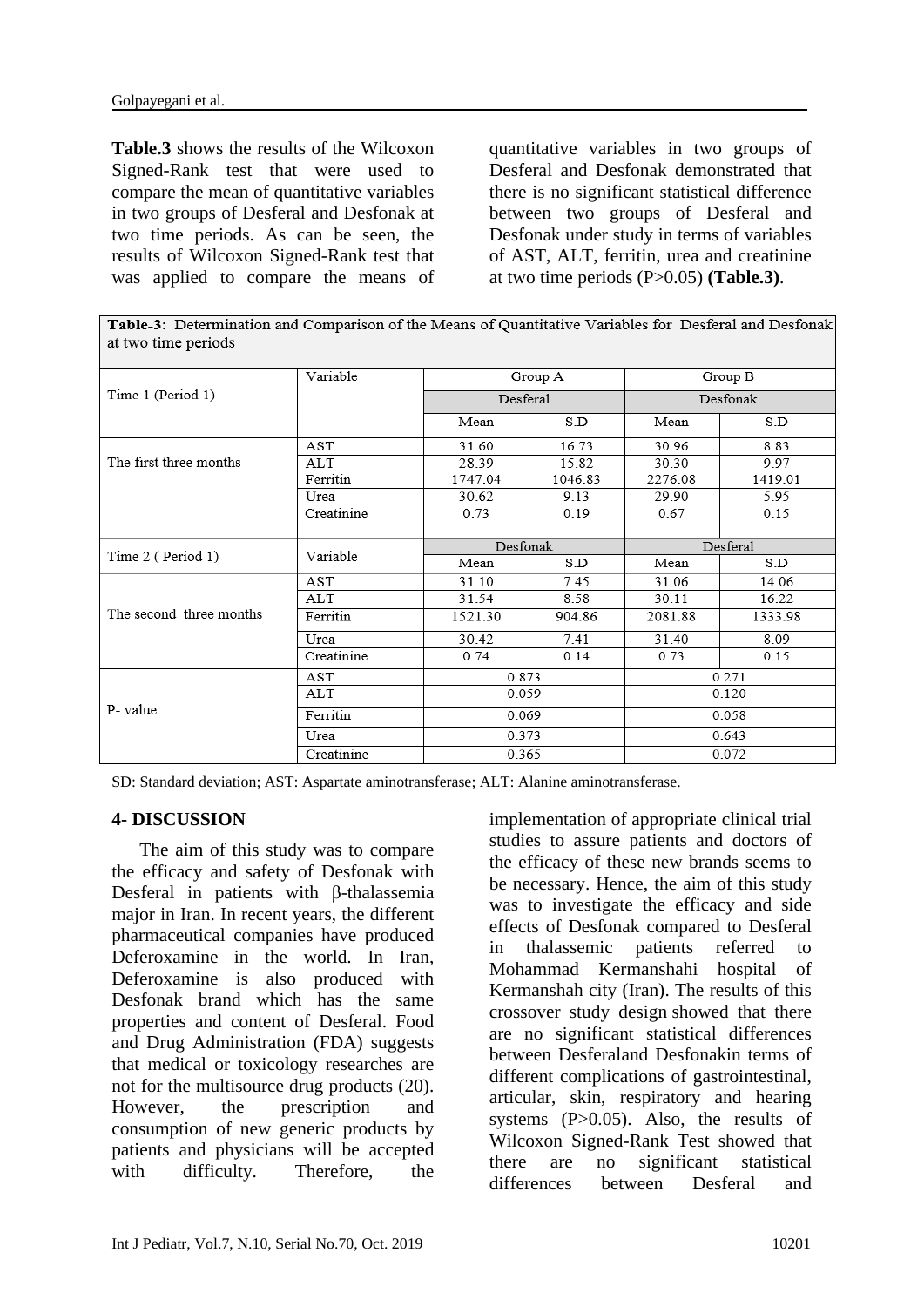**Table.3** shows the results of the Wilcoxon Signed-Rank test that were used to compare the mean of quantitative variables in two groups of Desferal and Desfonak at two time periods. As can be seen, the results of Wilcoxon Signed-Rank test that was applied to compare the means of quantitative variables in two groups of Desferal and Desfonak demonstrated that there is no significant statistical difference between two groups of Desferal and Desfonak under study in terms of variables of AST, ALT, ferritin, urea and creatinine at two time periods (P>0.05) **(Table.3)**.

**Table-3**: Determination and Comparison of the Means of Quantitative Variables for Desferal and Desfonak at two time periods

| Time 1 (Period 1) | Variable | Group A | | Group B | |
|---|---|---|---|---|---|
| | | Desferal | | Desfonak | |
| | | Mean | S.D | Mean | S.D |
| The first three months | AST | 31.60 | 16.73 | 30.96 | 8.83 |
| | ALT | 28.39 | 15.82 | 30.30 | 9.97 |
| | Ferritin | 1747.04 | 1046.83 | 2276.08 | 1419.01 |
| | Urea | 30.62 | 9.13 | 29.90 | 5.95 |
| | Creatinine | 0.73 | 0.19 | 0.67 | 0.15 |
| Time 2 ( Period 1) | Variable | Desfonak | | Desferal | |
| | | Mean | S.D | Mean | S.D |
| The second three months | AST | 31.10 | 7.45 | 31.06 | 14.06 |
| | ALT | 31.54 | 8.58 | 30.11 | 16.22 |
| | Ferritin | 1521.30 | 904.86 | 2081.88 | 1333.98 |
| | Urea | 30.42 | 7.41 | 31.40 | 8.09 |
| | Creatinine | 0.74 | 0.14 | 0.73 | 0.15 |
| P- value | AST | 0.873 | | 0.271 | |
| | ALT | 0.059 | | 0.120 | |
| | Ferritin | 0.069 | | 0.058 | |
| | Urea | 0.373 | | 0.643 | |
| | Creatinine | 0.365 | | 0.072 | |

SD: Standard deviation; AST: Aspartate aminotransferase; ALT: Alanine aminotransferase.

## 4- DISCUSSION

The aim of this study was to compare the efficacy and safety of Desfonak with Desferal in patients with β-thalassemia major in Iran. In recent years, the different pharmaceutical companies have produced Deferoxamine in the world. In Iran, Deferoxamine is also produced with Desfonak brand which has the same properties and content of Desferal. Food and Drug Administration (FDA) suggests that medical or toxicology researches are not for the multisource drug products (20). However, the prescription and consumption of new generic products by patients and physicians will be accepted with difficulty. Therefore, the implementation of appropriate clinical trial studies to assure patients and doctors of the efficacy of these new brands seems to be necessary. Hence, the aim of this study was to investigate the efficacy and side effects of Desfonak compared to Desferal in thalassemic patients referred to Mohammad Kermanshahi hospital of Kermanshah city (Iran). The results of this crossover study design showed that there are no significant statistical differences between Desferaland Desfonakin terms of different complications of gastrointestinal, articular, skin, respiratory and hearing systems (P>0.05). Also, the results of Wilcoxon Signed-Rank Test showed that there are no significant statistical differences between Desferal and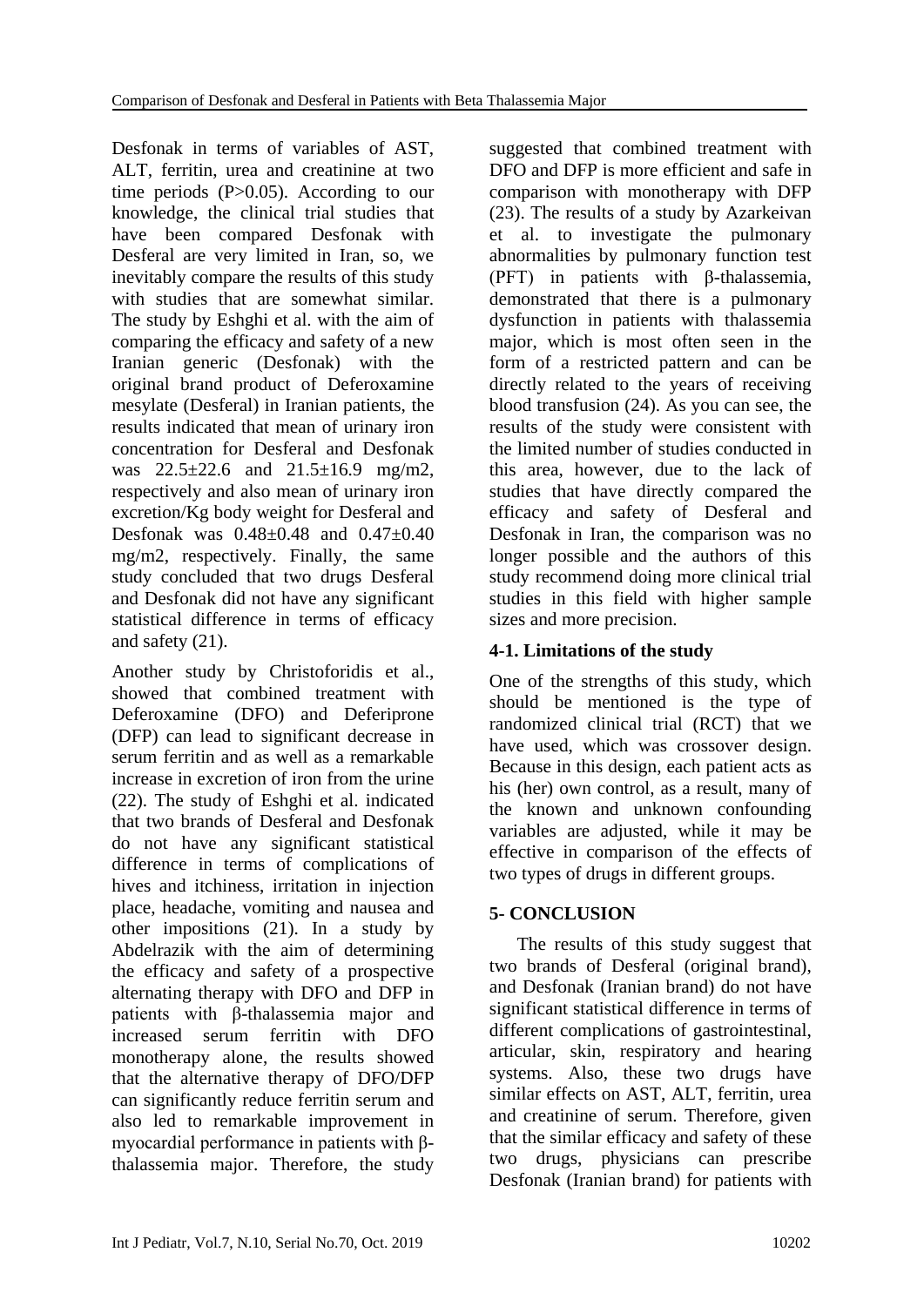Desfonak in terms of variables of AST, ALT, ferritin, urea and creatinine at two time periods (P>0.05). According to our knowledge, the clinical trial studies that have been compared Desfonak with Desferal are very limited in Iran, so, we inevitably compare the results of this study with studies that are somewhat similar. The study by Eshghi et al. with the aim of comparing the efficacy and safety of a new Iranian generic (Desfonak) with the original brand product of Deferoxamine mesylate (Desferal) in Iranian patients, the results indicated that mean of urinary iron concentration for Desferal and Desfonak was 22.5±22.6 and 21.5±16.9 mg/m2, respectively and also mean of urinary iron excretion/Kg body weight for Desferal and Desfonak was 0.48±0.48 and 0.47±0.40 mg/m2, respectively. Finally, the same study concluded that two drugs Desferal and Desfonak did not have any significant statistical difference in terms of efficacy and safety (21).

Another study by Christoforidis et al., showed that combined treatment with Deferoxamine (DFO) and Deferiprone (DFP) can lead to significant decrease in serum ferritin and as well as a remarkable increase in excretion of iron from the urine (22). The study of Eshghi et al. indicated that two brands of Desferal and Desfonak do not have any significant statistical difference in terms of complications of hives and itchiness, irritation in injection place, headache, vomiting and nausea and other impositions (21). In a study by Abdelrazik with the aim of determining the efficacy and safety of a prospective alternating therapy with DFO and DFP in patients with β-thalassemia major and increased serum ferritin with DFO monotherapy alone, the results showed that the alternative therapy of DFO/DFP can significantly reduce ferritin serum and also led to remarkable improvement in myocardial performance in patients with β-thalassemia major. Therefore, the study suggested that combined treatment with DFO and DFP is more efficient and safe in comparison with monotherapy with DFP (23). The results of a study by Azarkeivan et al. to investigate the pulmonary abnormalities by pulmonary function test (PFT) in patients with β-thalassemia, demonstrated that there is a pulmonary dysfunction in patients with thalassemia major, which is most often seen in the form of a restricted pattern and can be directly related to the years of receiving blood transfusion (24). As you can see, the results of the study were consistent with the limited number of studies conducted in this area, however, due to the lack of studies that have directly compared the efficacy and safety of Desferal and Desfonak in Iran, the comparison was no longer possible and the authors of this study recommend doing more clinical trial studies in this field with higher sample sizes and more precision.

### 4-1. Limitations of the study

One of the strengths of this study, which should be mentioned is the type of randomized clinical trial (RCT) that we have used, which was crossover design. Because in this design, each patient acts as his (her) own control, as a result, many of the known and unknown confounding variables are adjusted, while it may be effective in comparison of the effects of two types of drugs in different groups.

## 5- CONCLUSION

The results of this study suggest that two brands of Desferal (original brand), and Desfonak (Iranian brand) do not have significant statistical difference in terms of different complications of gastrointestinal, articular, skin, respiratory and hearing systems. Also, these two drugs have similar effects on AST, ALT, ferritin, urea and creatinine of serum. Therefore, given that the similar efficacy and safety of these two drugs, physicians can prescribe Desfonak (Iranian brand) for patients with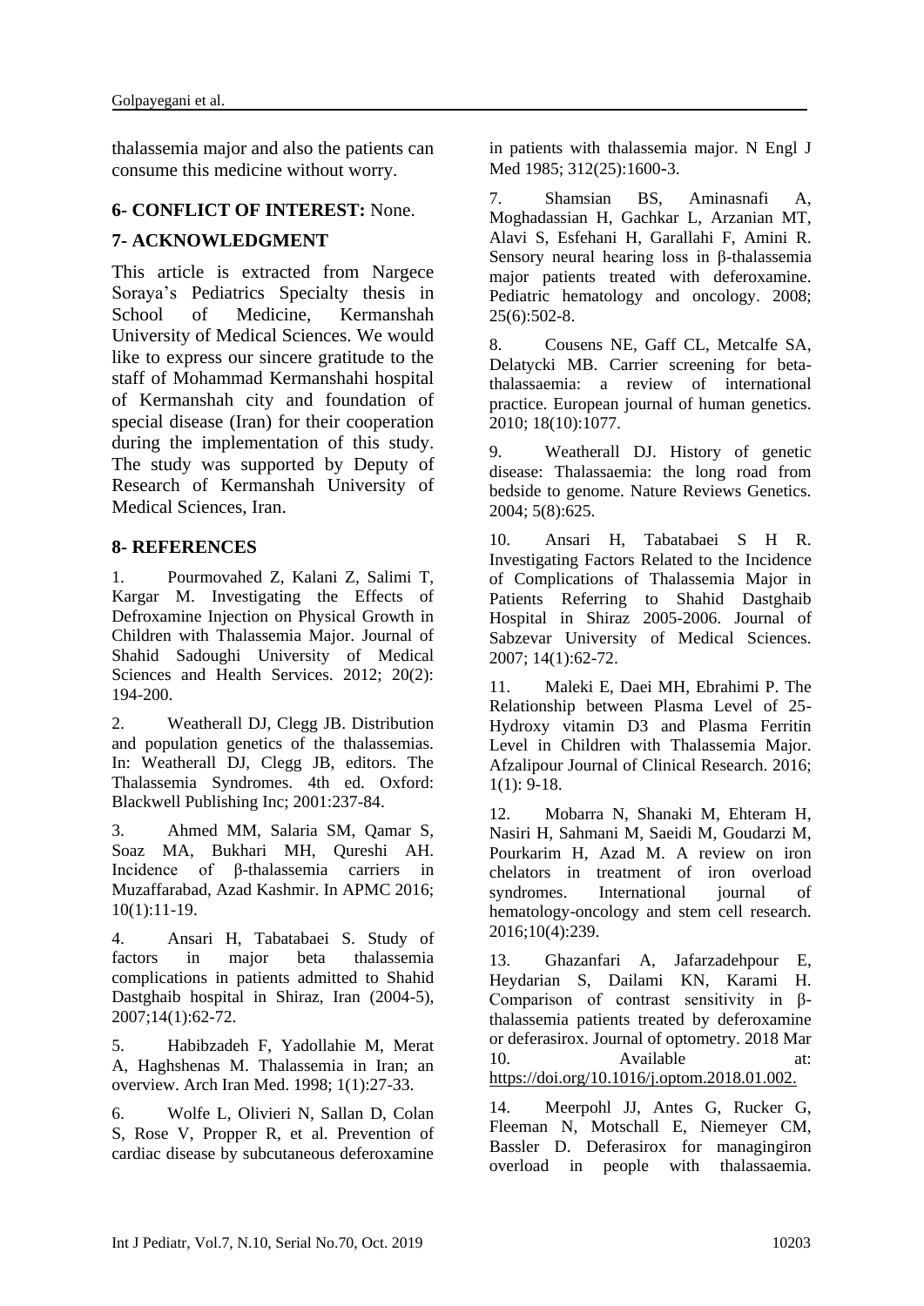thalassemia major and also the patients can consume this medicine without worry.

## 6- CONFLICT OF INTEREST: None.

## 7- ACKNOWLEDGMENT

This article is extracted from Nargece Soraya's Pediatrics Specialty thesis in School of Medicine, Kermanshah University of Medical Sciences. We would like to express our sincere gratitude to the staff of Mohammad Kermanshahi hospital of Kermanshah city and foundation of special disease (Iran) for their cooperation during the implementation of this study. The study was supported by Deputy of Research of Kermanshah University of Medical Sciences, Iran.

## 8- REFERENCES

1. Pourmovahed Z, Kalani Z, Salimi T, Kargar M. Investigating the Effects of Defroxamine Injection on Physical Growth in Children with Thalassemia Major. Journal of Shahid Sadoughi University of Medical Sciences and Health Services. 2012; 20(2): 194-200.

2. Weatherall DJ, Clegg JB. Distribution and population genetics of the thalassemias. In: Weatherall DJ, Clegg JB, editors. The Thalassemia Syndromes. 4th ed. Oxford: Blackwell Publishing Inc; 2001:237-84.

3. Ahmed MM, Salaria SM, Qamar S, Soaz MA, Bukhari MH, Qureshi AH. Incidence of β-thalassemia carriers in Muzaffarabad, Azad Kashmir. In APMC 2016; 10(1):11-19.

4. Ansari H, Tabatabaei S. Study of factors in major beta thalassemia complications in patients admitted to Shahid Dastghaib hospital in Shiraz, Iran (2004-5), 2007;14(1):62-72.

5. Habibzadeh F, Yadollahie M, Merat A, Haghshenas M. Thalassemia in Iran; an overview. Arch Iran Med. 1998; 1(1):27-33.

6. Wolfe L, Olivieri N, Sallan D, Colan S, Rose V, Propper R, et al. Prevention of cardiac disease by subcutaneous deferoxamine in patients with thalassemia major. N Engl J Med 1985; 312(25):1600-3.

7. Shamsian BS, Aminasnafi A, Moghadassian H, Gachkar L, Arzanian MT, Alavi S, Esfehani H, Garallahi F, Amini R. Sensory neural hearing loss in β-thalassemia major patients treated with deferoxamine. Pediatric hematology and oncology. 2008; 25(6):502-8.

8. Cousens NE, Gaff CL, Metcalfe SA, Delatycki MB. Carrier screening for beta-thalassaemia: a review of international practice. European journal of human genetics. 2010; 18(10):1077.

9. Weatherall DJ. History of genetic disease: Thalassaemia: the long road from bedside to genome. Nature Reviews Genetics. 2004; 5(8):625.

10. Ansari H, Tabatabaei S H R. Investigating Factors Related to the Incidence of Complications of Thalassemia Major in Patients Referring to Shahid Dastghaib Hospital in Shiraz 2005-2006. Journal of Sabzevar University of Medical Sciences. 2007; 14(1):62-72.

11. Maleki E, Daei MH, Ebrahimi P. The Relationship between Plasma Level of 25-Hydroxy vitamin D3 and Plasma Ferritin Level in Children with Thalassemia Major. Afzalipour Journal of Clinical Research. 2016; 1(1): 9-18.

12. Mobarra N, Shanaki M, Ehteram H, Nasiri H, Sahmani M, Saeidi M, Goudarzi M, Pourkarim H, Azad M. A review on iron chelators in treatment of iron overload syndromes. International journal of hematology-oncology and stem cell research. 2016;10(4):239.

13. Ghazanfari A, Jafarzadehpour E, Heydarian S, Dailami KN, Karami H. Comparison of contrast sensitivity in β-thalassemia patients treated by deferoxamine or deferasirox. Journal of optometry. 2018 Mar 10. Available at: https://doi.org/10.1016/j.optom.2018.01.002.

14. Meerpohl JJ, Antes G, Rucker G, Fleeman N, Motschall E, Niemeyer CM, Bassler D. Deferasirox for managingiron overload in people with thalassaemia.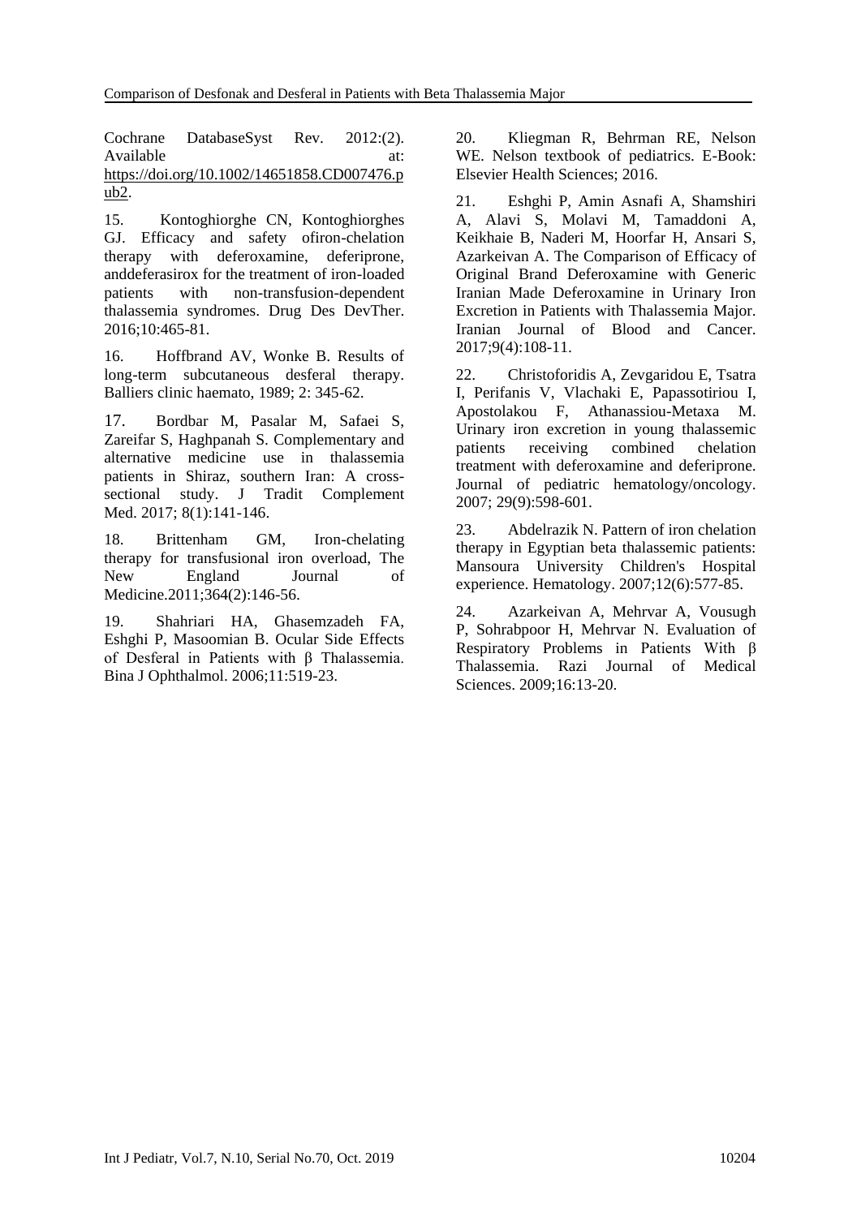Cochrane DatabaseSyst Rev. 2012:(2). Available at: https://doi.org/10.1002/14651858.CD007476.pub2.

15. Kontoghiorghe CN, Kontoghiorghes GJ. Efficacy and safety ofiron-chelation therapy with deferoxamine, deferiprone, anddeferasirox for the treatment of iron-loaded patients with non-transfusion-dependent thalassemia syndromes. Drug Des DevTher. 2016;10:465-81.

16. Hoffbrand AV, Wonke B. Results of long-term subcutaneous desferal therapy. Balliers clinic haemato, 1989; 2: 345-62.

17. Bordbar M, Pasalar M, Safaei S, Zareifar S, Haghpanah S. Complementary and alternative medicine use in thalassemia patients in Shiraz, southern Iran: A cross-sectional study. J Tradit Complement Med. 2017; 8(1):141-146.

18. Brittenham GM, Iron-chelating therapy for transfusional iron overload, The New England Journal of Medicine.2011;364(2):146-56.

19. Shahriari HA, Ghasemzadeh FA, Eshghi P, Masoomian B. Ocular Side Effects of Desferal in Patients with β Thalassemia. Bina J Ophthalmol. 2006;11:519-23.

20. Kliegman R, Behrman RE, Nelson WE. Nelson textbook of pediatrics. E-Book: Elsevier Health Sciences; 2016.

21. Eshghi P, Amin Asnafi A, Shamshiri A, Alavi S, Molavi M, Tamaddoni A, Keikhaie B, Naderi M, Hoorfar H, Ansari S, Azarkeivan A. The Comparison of Efficacy of Original Brand Deferoxamine with Generic Iranian Made Deferoxamine in Urinary Iron Excretion in Patients with Thalassemia Major. Iranian Journal of Blood and Cancer. 2017;9(4):108-11.

22. Christoforidis A, Zevgaridou E, Tsatra I, Perifanis V, Vlachaki E, Papassotiriou I, Apostolakou F, Athanassiou-Metaxa M. Urinary iron excretion in young thalassemic patients receiving combined chelation treatment with deferoxamine and deferiprone. Journal of pediatric hematology/oncology. 2007; 29(9):598-601.

23. Abdelrazik N. Pattern of iron chelation therapy in Egyptian beta thalassemic patients: Mansoura University Children's Hospital experience. Hematology. 2007;12(6):577-85.

24. Azarkeivan A, Mehrvar A, Vousugh P, Sohrabpoor H, Mehrvar N. Evaluation of Respiratory Problems in Patients With β Thalassemia. Razi Journal of Medical Sciences. 2009;16:13-20.